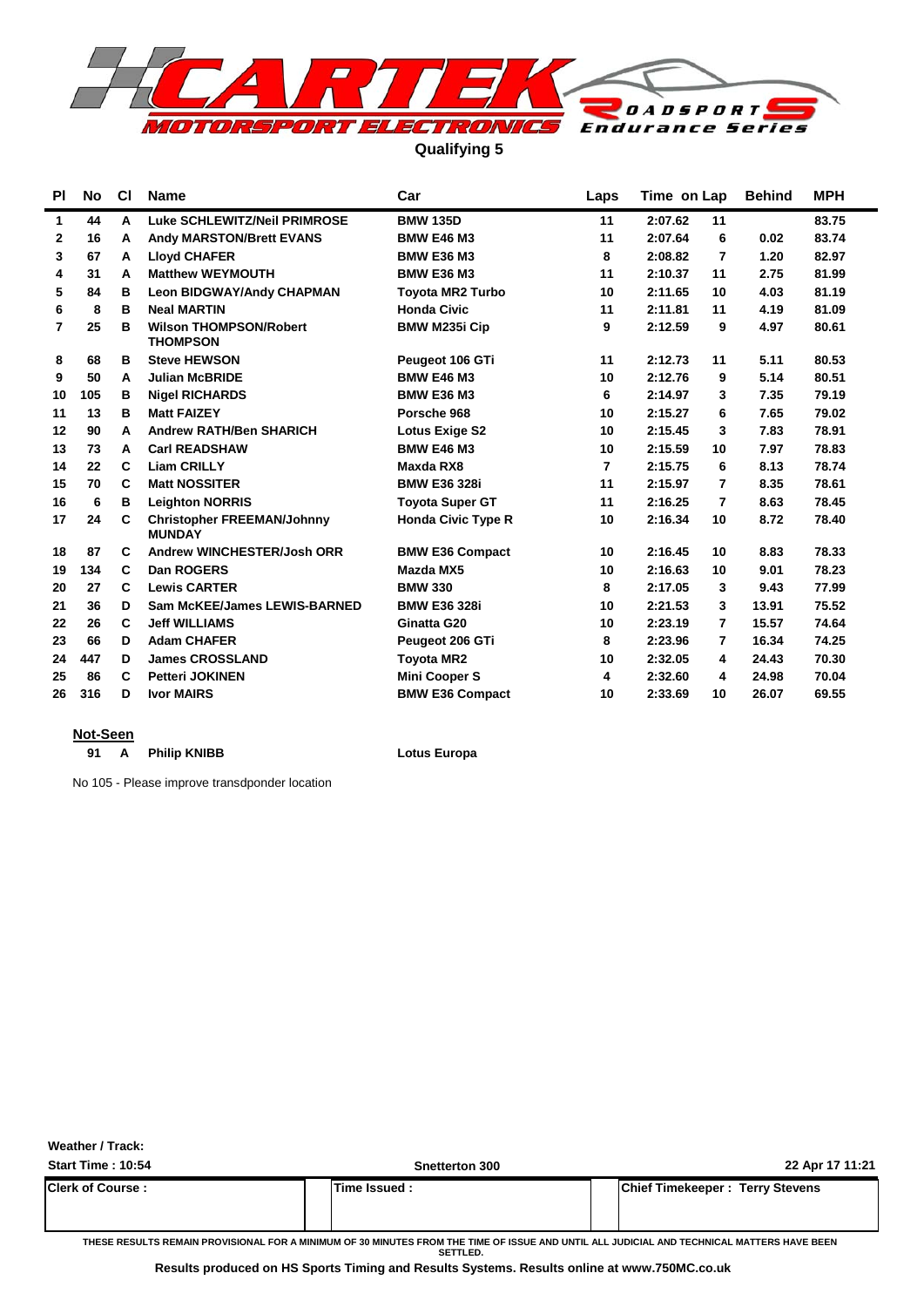# CARTEK MOTORSPORT ELECTRONICS Roadsports Endurance Series

## Qualifying 5

| Pl | No | Cl | Name | Car | Laps | Time | on Lap | Behind | MPH |
|---|---|---|---|---|---|---|---|---|---|
| 1 | 44 | A | Luke SCHLEWITZ/Neil PRIMROSE | BMW 135D | 11 | 2:07.62 | 11 | | 83.75 |
| 2 | 16 | A | Andy MARSTON/Brett EVANS | BMW E46 M3 | 11 | 2:07.64 | 6 | 0.02 | 83.74 |
| 3 | 67 | A | Lloyd CHAFER | BMW E36 M3 | 8 | 2:08.82 | 7 | 1.20 | 82.97 |
| 4 | 31 | A | Matthew WEYMOUTH | BMW E36 M3 | 11 | 2:10.37 | 11 | 2.75 | 81.99 |
| 5 | 84 | B | Leon BIDGWAY/Andy CHAPMAN | Toyota MR2 Turbo | 10 | 2:11.65 | 10 | 4.03 | 81.19 |
| 6 | 8 | B | Neal MARTIN | Honda Civic | 11 | 2:11.81 | 11 | 4.19 | 81.09 |
| 7 | 25 | B | Wilson THOMPSON/Robert THOMPSON | BMW M235i Cip | 9 | 2:12.59 | 9 | 4.97 | 80.61 |
| 8 | 68 | B | Steve HEWSON | Peugeot 106 GTi | 11 | 2:12.73 | 11 | 5.11 | 80.53 |
| 9 | 50 | A | Julian McBRIDE | BMW E46 M3 | 10 | 2:12.76 | 9 | 5.14 | 80.51 |
| 10 | 105 | B | Nigel RICHARDS | BMW E36 M3 | 6 | 2:14.97 | 3 | 7.35 | 79.19 |
| 11 | 13 | B | Matt FAIZEY | Porsche 968 | 10 | 2:15.27 | 6 | 7.65 | 79.02 |
| 12 | 90 | A | Andrew RATH/Ben SHARICH | Lotus Exige S2 | 10 | 2:15.45 | 3 | 7.83 | 78.91 |
| 13 | 73 | A | Carl READSHAW | BMW E46 M3 | 10 | 2:15.59 | 10 | 7.97 | 78.83 |
| 14 | 22 | C | Liam CRILLY | Maxda RX8 | 7 | 2:15.75 | 6 | 8.13 | 78.74 |
| 15 | 70 | C | Matt NOSSITER | BMW E36 328i | 11 | 2:15.97 | 7 | 8.35 | 78.61 |
| 16 | 6 | B | Leighton NORRIS | Toyota Super GT | 11 | 2:16.25 | 7 | 8.63 | 78.45 |
| 17 | 24 | C | Christopher FREEMAN/Johnny MUNDAY | Honda Civic Type R | 10 | 2:16.34 | 10 | 8.72 | 78.40 |
| 18 | 87 | C | Andrew WINCHESTER/Josh ORR | BMW E36 Compact | 10 | 2:16.45 | 10 | 8.83 | 78.33 |
| 19 | 134 | C | Dan ROGERS | Mazda MX5 | 10 | 2:16.63 | 10 | 9.01 | 78.23 |
| 20 | 27 | C | Lewis CARTER | BMW 330 | 8 | 2:17.05 | 3 | 9.43 | 77.99 |
| 21 | 36 | D | Sam McKEE/James LEWIS-BARNED | BMW E36 328i | 10 | 2:21.53 | 3 | 13.91 | 75.52 |
| 22 | 26 | C | Jeff WILLIAMS | Ginatta G20 | 10 | 2:23.19 | 7 | 15.57 | 74.64 |
| 23 | 66 | D | Adam CHAFER | Peugeot 206 GTi | 8 | 2:23.96 | 7 | 16.34 | 74.25 |
| 24 | 447 | D | James CROSSLAND | Toyota MR2 | 10 | 2:32.05 | 4 | 24.43 | 70.30 |
| 25 | 86 | C | Petteri JOKINEN | Mini Cooper S | 4 | 2:32.60 | 4 | 24.98 | 70.04 |
| 26 | 316 | D | Ivor MAIRS | BMW E36 Compact | 10 | 2:33.69 | 10 | 26.07 | 69.55 |

**Not-Seen**

| No | Cl | Name | Car |
|---|---|---|---|
| 91 | A | Philip KNIBB | Lotus Europa |

No 105 - Please improve transdponder location

**Weather / Track:**

**Start Time : 10:54** | **Snetterton 300** | **22 Apr 17 11:21**

| Clerk of Course : | Time Issued : | Chief Timekeeper : Terry Stevens |
|---|---|---|
| | | |

THESE RESULTS REMAIN PROVISIONAL FOR A MINIMUM OF 30 MINUTES FROM THE TIME OF ISSUE AND UNTIL ALL JUDICIAL AND TECHNICAL MATTERS HAVE BEEN SETTLED.

**Results produced on HS Sports Timing and Results Systems. Results online at www.750MC.co.uk**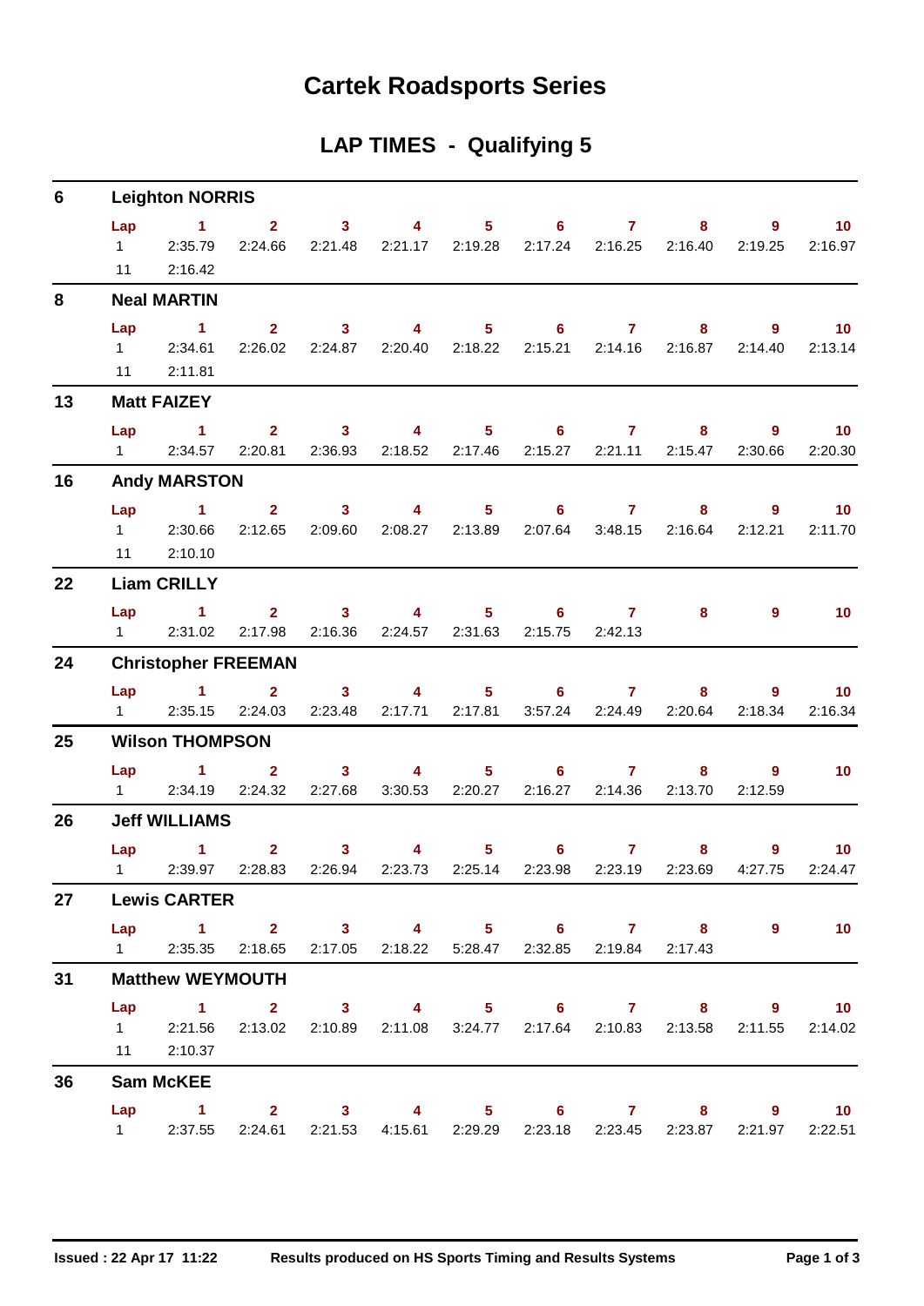# Cartek Roadsports Series

## LAP TIMES - Qualifying 5

### 6 Leighton NORRIS

| Lap | 1 | 2 | 3 | 4 | 5 | 6 | 7 | 8 | 9 | 10 |
|---|---|---|---|---|---|---|---|---|---|---|
| 1 | 2:35.79 | 2:24.66 | 2:21.48 | 2:21.17 | 2:19.28 | 2:17.24 | 2:16.25 | 2:16.40 | 2:19.25 | 2:16.97 |
| 11 | 2:16.42 | | | | | | | | | |

### 8 Neal MARTIN

| Lap | 1 | 2 | 3 | 4 | 5 | 6 | 7 | 8 | 9 | 10 |
|---|---|---|---|---|---|---|---|---|---|---|
| 1 | 2:34.61 | 2:26.02 | 2:24.87 | 2:20.40 | 2:18.22 | 2:15.21 | 2:14.16 | 2:16.87 | 2:14.40 | 2:13.14 |
| 11 | 2:11.81 | | | | | | | | | |

### 13 Matt FAIZEY

| Lap | 1 | 2 | 3 | 4 | 5 | 6 | 7 | 8 | 9 | 10 |
|---|---|---|---|---|---|---|---|---|---|---|
| 1 | 2:34.57 | 2:20.81 | 2:36.93 | 2:18.52 | 2:17.46 | 2:15.27 | 2:21.11 | 2:15.47 | 2:30.66 | 2:20.30 |

### 16 Andy MARSTON

| Lap | 1 | 2 | 3 | 4 | 5 | 6 | 7 | 8 | 9 | 10 |
|---|---|---|---|---|---|---|---|---|---|---|
| 1 | 2:30.66 | 2:12.65 | 2:09.60 | 2:08.27 | 2:13.89 | 2:07.64 | 3:48.15 | 2:16.64 | 2:12.21 | 2:11.70 |
| 11 | 2:10.10 | | | | | | | | | |

### 22 Liam CRILLY

| Lap | 1 | 2 | 3 | 4 | 5 | 6 | 7 | 8 | 9 | 10 |
|---|---|---|---|---|---|---|---|---|---|---|
| 1 | 2:31.02 | 2:17.98 | 2:16.36 | 2:24.57 | 2:31.63 | 2:15.75 | 2:42.13 | | | |

### 24 Christopher FREEMAN

| Lap | 1 | 2 | 3 | 4 | 5 | 6 | 7 | 8 | 9 | 10 |
|---|---|---|---|---|---|---|---|---|---|---|
| 1 | 2:35.15 | 2:24.03 | 2:23.48 | 2:17.71 | 2:17.81 | 3:57.24 | 2:24.49 | 2:20.64 | 2:18.34 | 2:16.34 |

### 25 Wilson THOMPSON

| Lap | 1 | 2 | 3 | 4 | 5 | 6 | 7 | 8 | 9 | 10 |
|---|---|---|---|---|---|---|---|---|---|---|
| 1 | 2:34.19 | 2:24.32 | 2:27.68 | 3:30.53 | 2:20.27 | 2:16.27 | 2:14.36 | 2:13.70 | 2:12.59 | |

### 26 Jeff WILLIAMS

| Lap | 1 | 2 | 3 | 4 | 5 | 6 | 7 | 8 | 9 | 10 |
|---|---|---|---|---|---|---|---|---|---|---|
| 1 | 2:39.97 | 2:28.83 | 2:26.94 | 2:23.73 | 2:25.14 | 2:23.98 | 2:23.19 | 2:23.69 | 4:27.75 | 2:24.47 |

### 27 Lewis CARTER

| Lap | 1 | 2 | 3 | 4 | 5 | 6 | 7 | 8 | 9 | 10 |
|---|---|---|---|---|---|---|---|---|---|---|
| 1 | 2:35.35 | 2:18.65 | 2:17.05 | 2:18.22 | 5:28.47 | 2:32.85 | 2:19.84 | 2:17.43 | | |

### 31 Matthew WEYMOUTH

| Lap | 1 | 2 | 3 | 4 | 5 | 6 | 7 | 8 | 9 | 10 |
|---|---|---|---|---|---|---|---|---|---|---|
| 1 | 2:21.56 | 2:13.02 | 2:10.89 | 2:11.08 | 3:24.77 | 2:17.64 | 2:10.83 | 2:13.58 | 2:11.55 | 2:14.02 |
| 11 | 2:10.37 | | | | | | | | | |

### 36 Sam McKEE

| Lap | 1 | 2 | 3 | 4 | 5 | 6 | 7 | 8 | 9 | 10 |
|---|---|---|---|---|---|---|---|---|---|---|
| 1 | 2:37.55 | 2:24.61 | 2:21.53 | 4:15.61 | 2:29.29 | 2:23.18 | 2:23.45 | 2:23.87 | 2:21.97 | 2:22.51 |

Issued : 22 Apr 17 11:22 Results produced on HS Sports Timing and Results Systems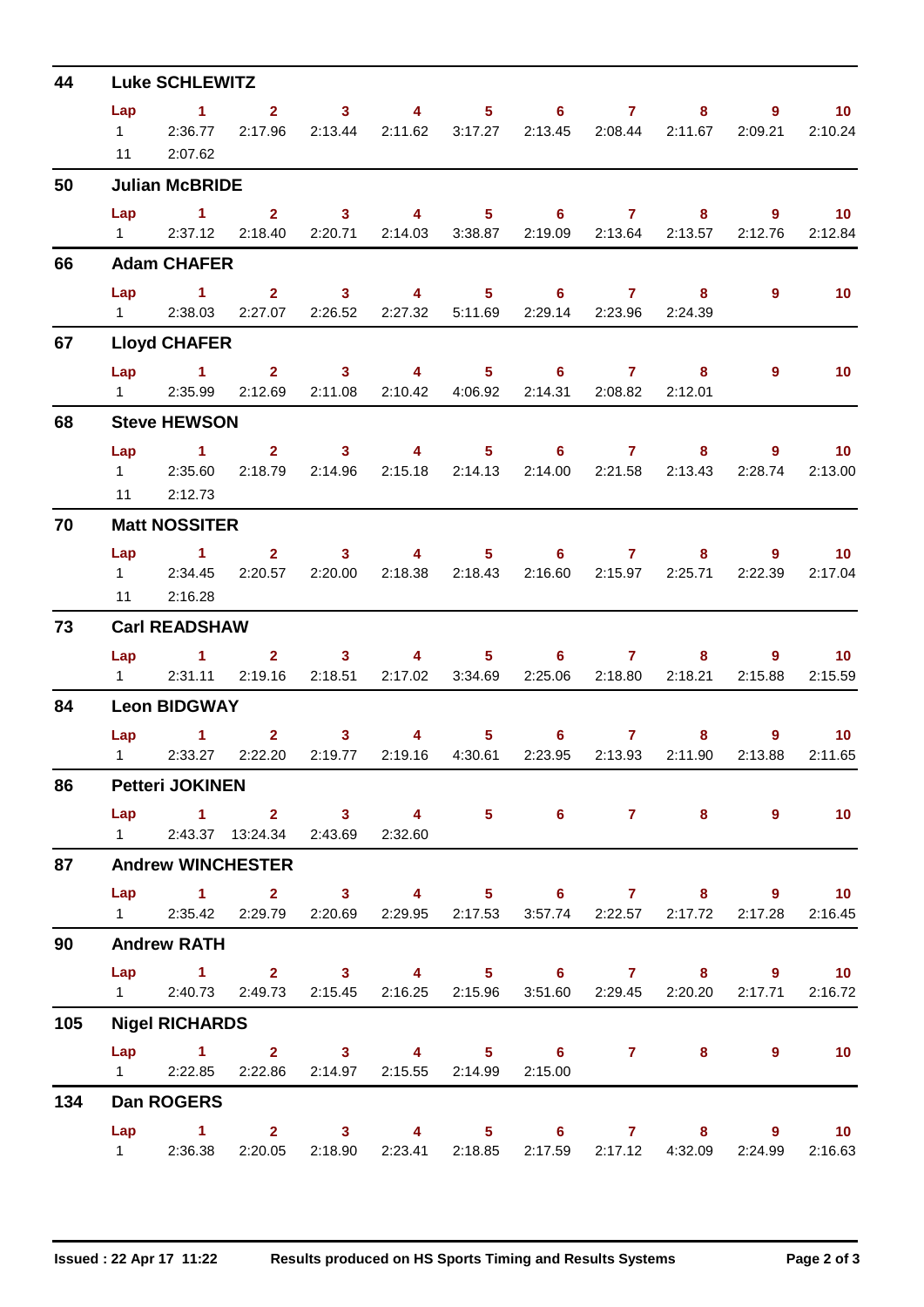## 44 Luke SCHLEWITZ

| Lap | 1 | 2 | 3 | 4 | 5 | 6 | 7 | 8 | 9 | 10 |
|---|---|---|---|---|---|---|---|---|---|---|
| 1 | 2:36.77 | 2:17.96 | 2:13.44 | 2:11.62 | 3:17.27 | 2:13.45 | 2:08.44 | 2:11.67 | 2:09.21 | 2:10.24 |
| 11 | 2:07.62 | | | | | | | | | |

## 50 Julian McBRIDE

| Lap | 1 | 2 | 3 | 4 | 5 | 6 | 7 | 8 | 9 | 10 |
|---|---|---|---|---|---|---|---|---|---|---|
| 1 | 2:37.12 | 2:18.40 | 2:20.71 | 2:14.03 | 3:38.87 | 2:19.09 | 2:13.64 | 2:13.57 | 2:12.76 | 2:12.84 |

## 66 Adam CHAFER

| Lap | 1 | 2 | 3 | 4 | 5 | 6 | 7 | 8 | 9 | 10 |
|---|---|---|---|---|---|---|---|---|---|---|
| 1 | 2:38.03 | 2:27.07 | 2:26.52 | 2:27.32 | 5:11.69 | 2:29.14 | 2:23.96 | 2:24.39 | | |

## 67 Lloyd CHAFER

| Lap | 1 | 2 | 3 | 4 | 5 | 6 | 7 | 8 | 9 | 10 |
|---|---|---|---|---|---|---|---|---|---|---|
| 1 | 2:35.99 | 2:12.69 | 2:11.08 | 2:10.42 | 4:06.92 | 2:14.31 | 2:08.82 | 2:12.01 | | |

## 68 Steve HEWSON

| Lap | 1 | 2 | 3 | 4 | 5 | 6 | 7 | 8 | 9 | 10 |
|---|---|---|---|---|---|---|---|---|---|---|
| 1 | 2:35.60 | 2:18.79 | 2:14.96 | 2:15.18 | 2:14.13 | 2:14.00 | 2:21.58 | 2:13.43 | 2:28.74 | 2:13.00 |
| 11 | 2:12.73 | | | | | | | | | |

## 70 Matt NOSSITER

| Lap | 1 | 2 | 3 | 4 | 5 | 6 | 7 | 8 | 9 | 10 |
|---|---|---|---|---|---|---|---|---|---|---|
| 1 | 2:34.45 | 2:20.57 | 2:20.00 | 2:18.38 | 2:18.43 | 2:16.60 | 2:15.97 | 2:25.71 | 2:22.39 | 2:17.04 |
| 11 | 2:16.28 | | | | | | | | | |

## 73 Carl READSHAW

| Lap | 1 | 2 | 3 | 4 | 5 | 6 | 7 | 8 | 9 | 10 |
|---|---|---|---|---|---|---|---|---|---|---|
| 1 | 2:31.11 | 2:19.16 | 2:18.51 | 2:17.02 | 3:34.69 | 2:25.06 | 2:18.80 | 2:18.21 | 2:15.88 | 2:15.59 |

## 84 Leon BIDGWAY

| Lap | 1 | 2 | 3 | 4 | 5 | 6 | 7 | 8 | 9 | 10 |
|---|---|---|---|---|---|---|---|---|---|---|
| 1 | 2:33.27 | 2:22.20 | 2:19.77 | 2:19.16 | 4:30.61 | 2:23.95 | 2:13.93 | 2:11.90 | 2:13.88 | 2:11.65 |

## 86 Petteri JOKINEN

| Lap | 1 | 2 | 3 | 4 | 5 | 6 | 7 | 8 | 9 | 10 |
|---|---|---|---|---|---|---|---|---|---|---|
| 1 | 2:43.37 | 13:24.34 | 2:43.69 | 2:32.60 | | | | | | |

## 87 Andrew WINCHESTER

| Lap | 1 | 2 | 3 | 4 | 5 | 6 | 7 | 8 | 9 | 10 |
|---|---|---|---|---|---|---|---|---|---|---|
| 1 | 2:35.42 | 2:29.79 | 2:20.69 | 2:29.95 | 2:17.53 | 3:57.74 | 2:22.57 | 2:17.72 | 2:17.28 | 2:16.45 |

## 90 Andrew RATH

| Lap | 1 | 2 | 3 | 4 | 5 | 6 | 7 | 8 | 9 | 10 |
|---|---|---|---|---|---|---|---|---|---|---|
| 1 | 2:40.73 | 2:49.73 | 2:15.45 | 2:16.25 | 2:15.96 | 3:51.60 | 2:29.45 | 2:20.20 | 2:17.71 | 2:16.72 |

## 105 Nigel RICHARDS

| Lap | 1 | 2 | 3 | 4 | 5 | 6 | 7 | 8 | 9 | 10 |
|---|---|---|---|---|---|---|---|---|---|---|
| 1 | 2:22.85 | 2:22.86 | 2:14.97 | 2:15.55 | 2:14.99 | 2:15.00 | | | | |

## 134 Dan ROGERS

| Lap | 1 | 2 | 3 | 4 | 5 | 6 | 7 | 8 | 9 | 10 |
|---|---|---|---|---|---|---|---|---|---|---|
| 1 | 2:36.38 | 2:20.05 | 2:18.90 | 2:23.41 | 2:18.85 | 2:17.59 | 2:17.12 | 4:32.09 | 2:24.99 | 2:16.63 |

**Issued : 22 Apr 17 11:22** **Results produced on HS Sports Timing and Results Systems**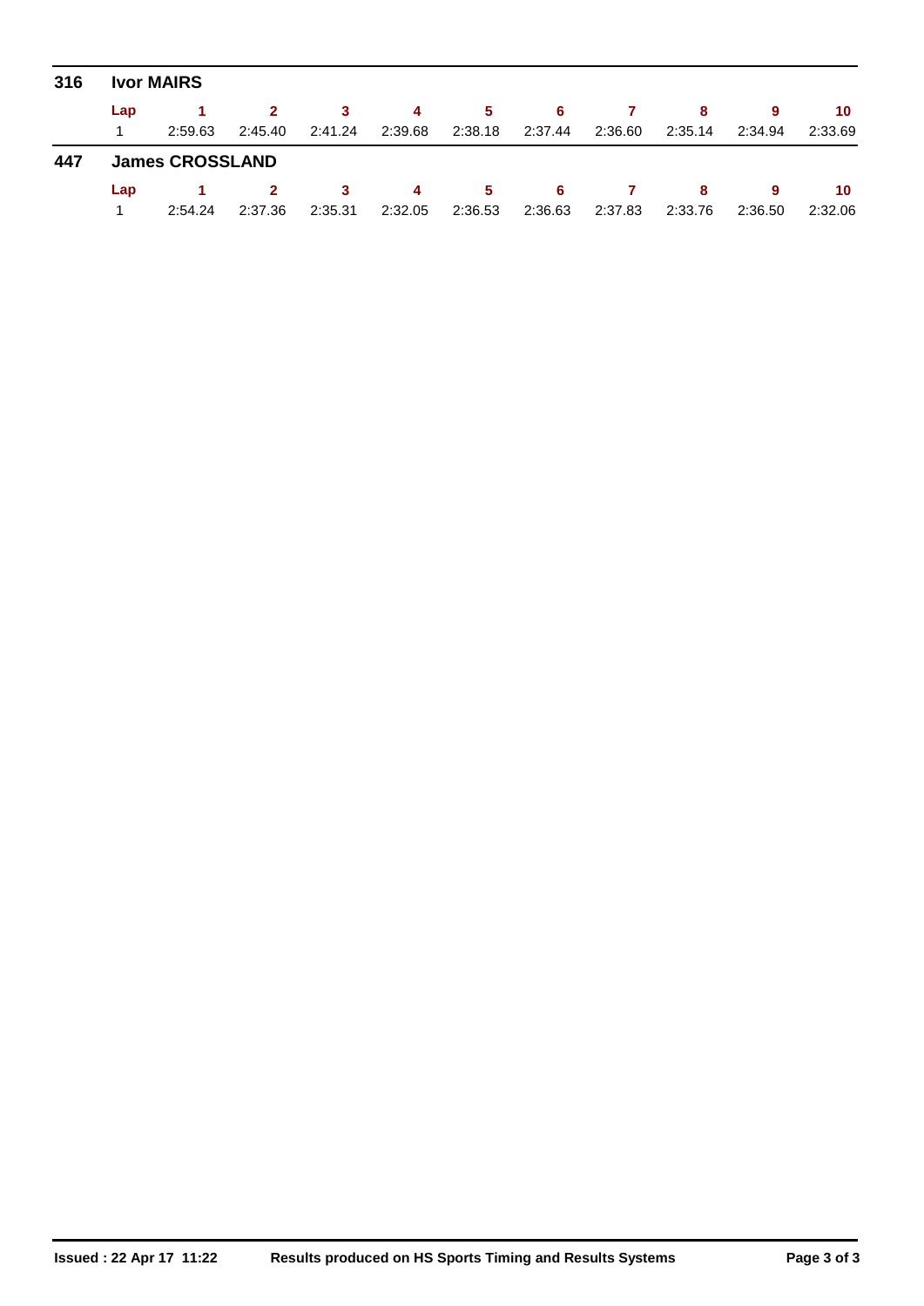**316 Ivor MAIRS**

| Lap | 1 | 2 | 3 | 4 | 5 | 6 | 7 | 8 | 9 | 10 |
|---|---|---|---|---|---|---|---|---|---|---|
| 1 | 2:59.63 | 2:45.40 | 2:41.24 | 2:39.68 | 2:38.18 | 2:37.44 | 2:36.60 | 2:35.14 | 2:34.94 | 2:33.69 |

**447 James CROSSLAND**

| Lap | 1 | 2 | 3 | 4 | 5 | 6 | 7 | 8 | 9 | 10 |
|---|---|---|---|---|---|---|---|---|---|---|
| 1 | 2:54.24 | 2:37.36 | 2:35.31 | 2:32.05 | 2:36.53 | 2:36.63 | 2:37.83 | 2:33.76 | 2:36.50 | 2:32.06 |

**Issued : 22 Apr 17 11:22** **Results produced on HS Sports Timing and Results Systems**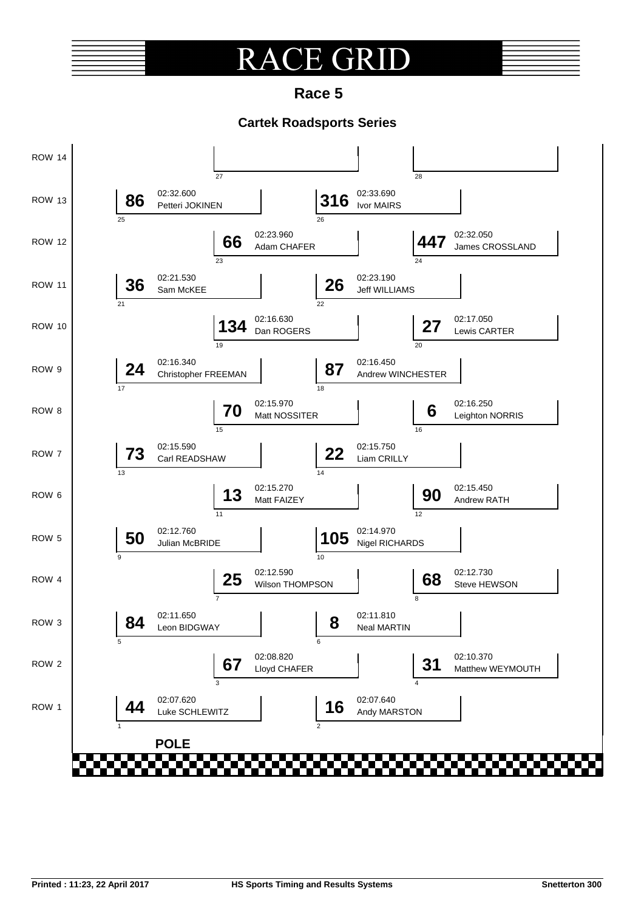# RACE GRID

## Race 5

### Cartek Roadsports Series

| Row | Grid Pos | No. | Driver | Time |
|---|---|---|---|---|
| ROW 1 | 1 | 44 | Luke SCHLEWITZ | 02:07.620 |
| ROW 1 | 2 | 16 | Andy MARSTON | 02:07.640 |
| ROW 2 | 3 | 67 | Lloyd CHAFER | 02:08.820 |
| ROW 2 | 4 | 31 | Matthew WEYMOUTH | 02:10.370 |
| ROW 3 | 5 | 84 | Leon BIDGWAY | 02:11.650 |
| ROW 3 | 6 | 8 | Neal MARTIN | 02:11.810 |
| ROW 4 | 7 | 25 | Wilson THOMPSON | 02:12.590 |
| ROW 4 | 8 | 68 | Steve HEWSON | 02:12.730 |
| ROW 5 | 9 | 50 | Julian McBRIDE | 02:12.760 |
| ROW 5 | 10 | 105 | Nigel RICHARDS | 02:14.970 |
| ROW 6 | 11 | 13 | Matt FAIZEY | 02:15.270 |
| ROW 6 | 12 | 90 | Andrew RATH | 02:15.450 |
| ROW 7 | 13 | 73 | Carl READSHAW | 02:15.590 |
| ROW 7 | 14 | 22 | Liam CRILLY | 02:15.750 |
| ROW 8 | 15 | 70 | Matt NOSSITER | 02:15.970 |
| ROW 8 | 16 | 6 | Leighton NORRIS | 02:16.250 |
| ROW 9 | 17 | 24 | Christopher FREEMAN | 02:16.340 |
| ROW 9 | 18 | 87 | Andrew WINCHESTER | 02:16.450 |
| ROW 10 | 19 | 134 | Dan ROGERS | 02:16.630 |
| ROW 10 | 20 | 27 | Lewis CARTER | 02:17.050 |
| ROW 11 | 21 | 36 | Sam McKEE | 02:21.530 |
| ROW 11 | 22 | 26 | Jeff WILLIAMS | 02:23.190 |
| ROW 12 | 23 | 66 | Adam CHAFER | 02:23.960 |
| ROW 12 | 24 | 447 | James CROSSLAND | 02:32.050 |
| ROW 13 | 25 | 86 | Petteri JOKINEN | 02:32.600 |
| ROW 13 | 26 | 316 | Ivor MAIRS | 02:33.690 |
| ROW 14 | 27 | | | |
| ROW 14 | 28 | | | |

**POLE**

Printed : 11:23, 22 April 2017 HS Sports Timing and Results Systems Snetterton 300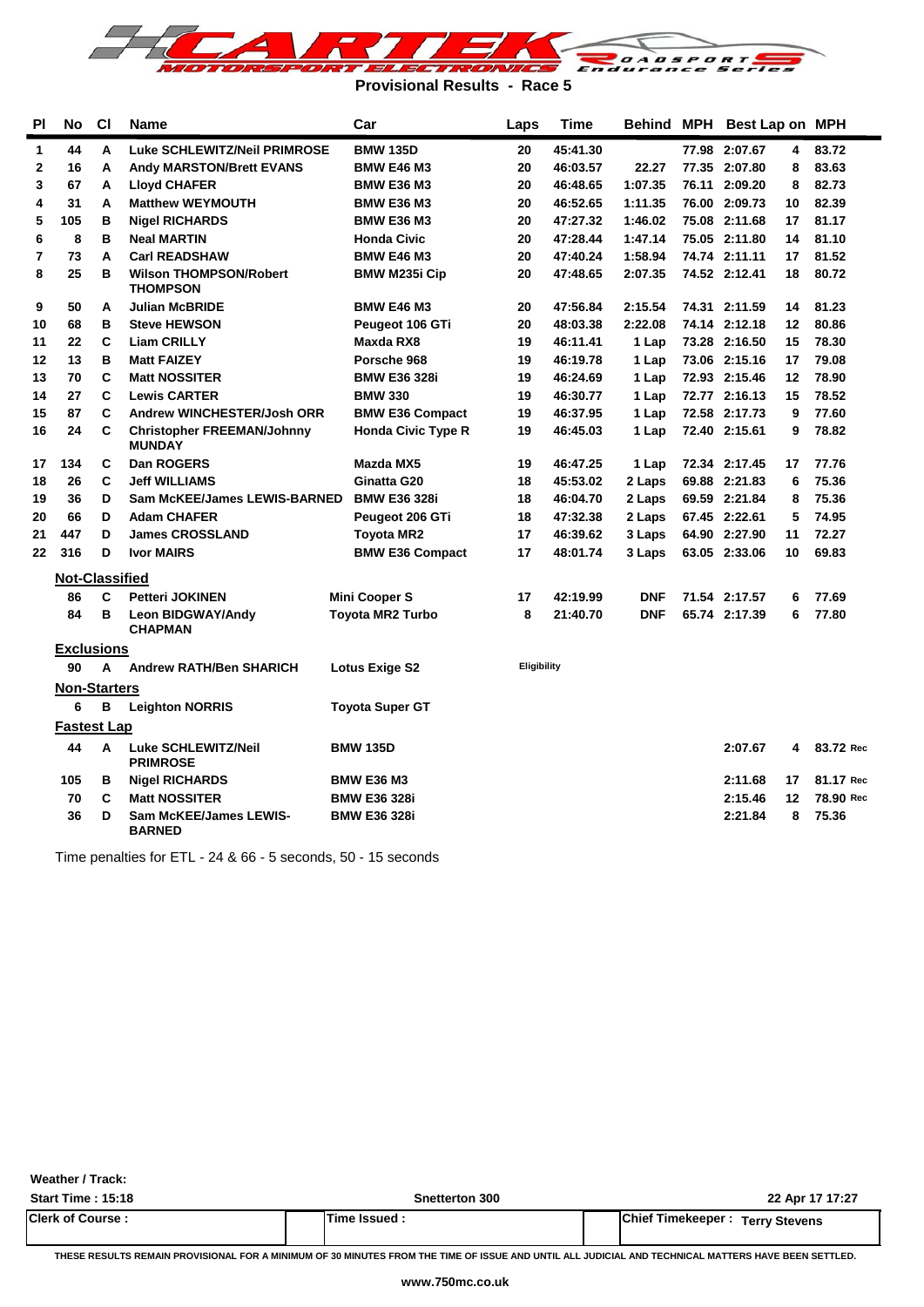**Provisional Results - Race 5**

| Pl | No | Cl | Name | Car | Laps | Time | Behind | MPH | Best Lap | on | MPH |
|---|---|---|---|---|---|---|---|---|---|---|---|
| 1 | 44 | A | Luke SCHLEWITZ/Neil PRIMROSE | BMW 135D | 20 | 45:41.30 | | 77.98 | 2:07.67 | 4 | 83.72 |
| 2 | 16 | A | Andy MARSTON/Brett EVANS | BMW E46 M3 | 20 | 46:03.57 | 22.27 | 77.35 | 2:07.80 | 8 | 83.63 |
| 3 | 67 | A | Lloyd CHAFER | BMW E36 M3 | 20 | 46:48.65 | 1:07.35 | 76.11 | 2:09.20 | 8 | 82.73 |
| 4 | 31 | A | Matthew WEYMOUTH | BMW E36 M3 | 20 | 46:52.65 | 1:11.35 | 76.00 | 2:09.73 | 10 | 82.39 |
| 5 | 105 | B | Nigel RICHARDS | BMW E36 M3 | 20 | 47:27.32 | 1:46.02 | 75.08 | 2:11.68 | 17 | 81.17 |
| 6 | 8 | B | Neal MARTIN | Honda Civic | 20 | 47:28.44 | 1:47.14 | 75.05 | 2:11.80 | 14 | 81.10 |
| 7 | 73 | A | Carl READSHAW | BMW E46 M3 | 20 | 47:40.24 | 1:58.94 | 74.74 | 2:11.11 | 17 | 81.52 |
| 8 | 25 | B | Wilson THOMPSON/Robert THOMPSON | BMW M235i Cip | 20 | 47:48.65 | 2:07.35 | 74.52 | 2:12.41 | 18 | 80.72 |
| 9 | 50 | A | Julian McBRIDE | BMW E46 M3 | 20 | 47:56.84 | 2:15.54 | 74.31 | 2:11.59 | 14 | 81.23 |
| 10 | 68 | B | Steve HEWSON | Peugeot 106 GTi | 20 | 48:03.38 | 2:22.08 | 74.14 | 2:12.18 | 12 | 80.86 |
| 11 | 22 | C | Liam CRILLY | Maxda RX8 | 19 | 46:11.41 | 1 Lap | 73.28 | 2:16.50 | 15 | 78.30 |
| 12 | 13 | B | Matt FAIZEY | Porsche 968 | 19 | 46:19.78 | 1 Lap | 73.06 | 2:15.16 | 17 | 79.08 |
| 13 | 70 | C | Matt NOSSITER | BMW E36 328i | 19 | 46:24.69 | 1 Lap | 72.93 | 2:15.46 | 12 | 78.90 |
| 14 | 27 | C | Lewis CARTER | BMW 330 | 19 | 46:30.77 | 1 Lap | 72.77 | 2:16.13 | 15 | 78.52 |
| 15 | 87 | C | Andrew WINCHESTER/Josh ORR | BMW E36 Compact | 19 | 46:37.95 | 1 Lap | 72.58 | 2:17.73 | 9 | 77.60 |
| 16 | 24 | C | Christopher FREEMAN/Johnny MUNDAY | Honda Civic Type R | 19 | 46:45.03 | 1 Lap | 72.40 | 2:15.61 | 9 | 78.82 |
| 17 | 134 | C | Dan ROGERS | Mazda MX5 | 19 | 46:47.25 | 1 Lap | 72.34 | 2:17.45 | 17 | 77.76 |
| 18 | 26 | C | Jeff WILLIAMS | Ginatta G20 | 18 | 45:53.02 | 2 Laps | 69.88 | 2:21.83 | 6 | 75.36 |
| 19 | 36 | D | Sam McKEE/James LEWIS-BARNED | BMW E36 328i | 18 | 46:04.70 | 2 Laps | 69.59 | 2:21.84 | 8 | 75.36 |
| 20 | 66 | D | Adam CHAFER | Peugeot 206 GTi | 18 | 47:32.38 | 2 Laps | 67.45 | 2:22.61 | 5 | 74.95 |
| 21 | 447 | D | James CROSSLAND | Toyota MR2 | 17 | 46:39.62 | 3 Laps | 64.90 | 2:27.90 | 11 | 72.27 |
| 22 | 316 | D | Ivor MAIRS | BMW E36 Compact | 17 | 48:01.74 | 3 Laps | 63.05 | 2:33.06 | 10 | 69.83 |

**Not-Classified**

| No | Cl | Name | Car | Laps | Time | Behind | MPH | Best Lap | on | MPH |
|---|---|---|---|---|---|---|---|---|---|---|
| 86 | C | Petteri JOKINEN | Mini Cooper S | 17 | 42:19.99 | DNF | 71.54 | 2:17.57 | 6 | 77.69 |
| 84 | B | Leon BIDGWAY/Andy CHAPMAN | Toyota MR2 Turbo | 8 | 21:40.70 | DNF | 65.74 | 2:17.39 | 6 | 77.80 |

**Exclusions**

| No | Cl | Name | Car | Reason |
|---|---|---|---|---|
| 90 | A | Andrew RATH/Ben SHARICH | Lotus Exige S2 | Eligibility |

**Non-Starters**

| No | Cl | Name | Car |
|---|---|---|---|
| 6 | B | Leighton NORRIS | Toyota Super GT |

**Fastest Lap**

| No | Cl | Name | Car | Best Lap | on | MPH |
|---|---|---|---|---|---|---|
| 44 | A | Luke SCHLEWITZ/Neil PRIMROSE | BMW 135D | 2:07.67 | 4 | 83.72 Rec |
| 105 | B | Nigel RICHARDS | BMW E36 M3 | 2:11.68 | 17 | 81.17 Rec |
| 70 | C | Matt NOSSITER | BMW E36 328i | 2:15.46 | 12 | 78.90 Rec |
| 36 | D | Sam McKEE/James LEWIS-BARNED | BMW E36 328i | 2:21.84 | 8 | 75.36 |

Time penalties for ETL - 24 & 66 - 5 seconds, 50 - 15 seconds

**Weather / Track:**

**Start Time : 15:18** | **Snetterton 300** | **22 Apr 17 17:27**

| Clerk of Course : | Time Issued : | Chief Timekeeper : Terry Stevens |
|---|---|---|

THESE RESULTS REMAIN PROVISIONAL FOR A MINIMUM OF 30 MINUTES FROM THE TIME OF ISSUE AND UNTIL ALL JUDICIAL AND TECHNICAL MATTERS HAVE BEEN SETTLED.

www.750mc.co.uk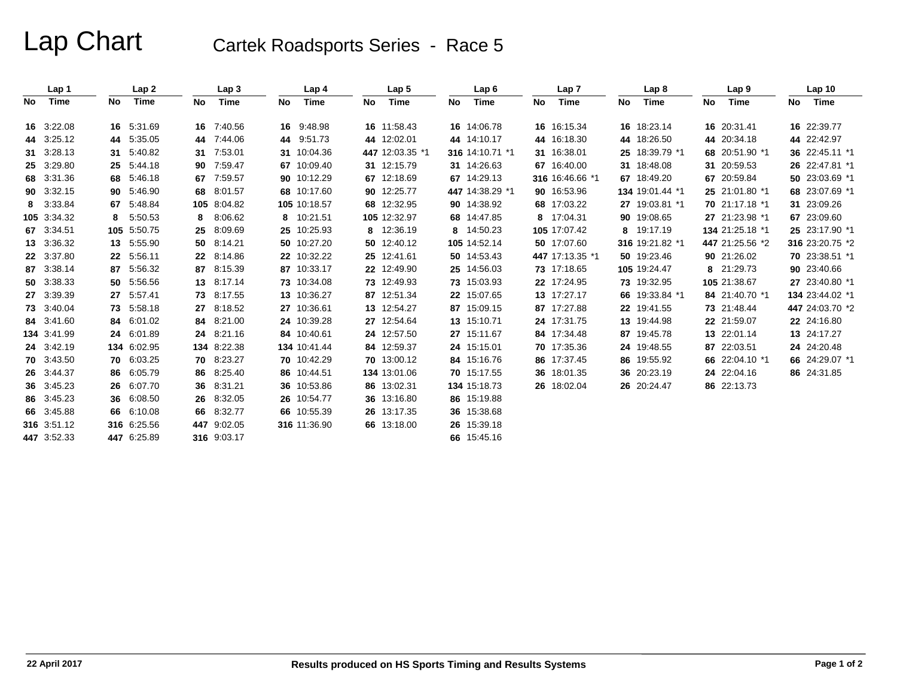# Lap Chart

## Cartek Roadsports Series - Race 5

| Lap 1 | | Lap 2 | | Lap 3 | | Lap 4 | | Lap 5 | | Lap 6 | | Lap 7 | | Lap 8 | | Lap 9 | | Lap 10 | |
|---|---|---|---|---|---|---|---|---|---|---|---|---|---|---|---|---|---|---|---|
| No | Time | No | Time | No | Time | No | Time | No | Time | No | Time | No | Time | No | Time | No | Time | No | Time |
| 16 | 3:22.08 | 16 | 5:31.69 | 16 | 7:40.56 | 16 | 9:48.98 | 16 | 11:58.43 | 16 | 14:06.78 | 16 | 16:15.34 | 16 | 18:23.14 | 16 | 20:31.41 | 16 | 22:39.77 |
| 44 | 3:25.12 | 44 | 5:35.05 | 44 | 7:44.06 | 44 | 9:51.73 | 44 | 12:02.01 | 44 | 14:10.17 | 44 | 16:18.30 | 44 | 18:26.50 | 44 | 20:34.18 | 44 | 22:42.97 |
| 31 | 3:28.13 | 31 | 5:40.82 | 31 | 7:53.01 | 31 | 10:04.36 | 447 | 12:03.35 *1 | 316 | 14:10.71 *1 | 31 | 16:38.01 | 25 | 18:39.79 *1 | 68 | 20:51.90 *1 | 36 | 22:45.11 *1 |
| 25 | 3:29.80 | 25 | 5:44.18 | 90 | 7:59.47 | 67 | 10:09.40 | 31 | 12:15.79 | 31 | 14:26.63 | 67 | 16:40.00 | 31 | 18:48.08 | 31 | 20:59.53 | 26 | 22:47.81 *1 |
| 68 | 3:31.36 | 68 | 5:46.18 | 67 | 7:59.57 | 90 | 10:12.29 | 67 | 12:18.69 | 67 | 14:29.13 | 316 | 16:46.66 *1 | 67 | 18:49.20 | 67 | 20:59.84 | 50 | 23:03.69 *1 |
| 90 | 3:32.15 | 90 | 5:46.90 | 68 | 8:01.57 | 68 | 10:17.60 | 90 | 12:25.77 | 447 | 14:38.29 *1 | 90 | 16:53.96 | 134 | 19:01.44 *1 | 25 | 21:01.80 *1 | 68 | 23:07.69 *1 |
| 8 | 3:33.84 | 67 | 5:48.84 | 105 | 8:04.82 | 105 | 10:18.57 | 68 | 12:32.95 | 90 | 14:38.92 | 68 | 17:03.22 | 27 | 19:03.81 *1 | 70 | 21:17.18 *1 | 31 | 23:09.26 |
| 105 | 3:34.32 | 8 | 5:50.53 | 8 | 8:06.62 | 8 | 10:21.51 | 105 | 12:32.97 | 68 | 14:47.85 | 8 | 17:04.31 | 90 | 19:08.65 | 27 | 21:23.98 *1 | 67 | 23:09.60 |
| 67 | 3:34.51 | 105 | 5:50.75 | 25 | 8:09.69 | 25 | 10:25.93 | 8 | 12:36.19 | 8 | 14:50.23 | 105 | 17:07.42 | 8 | 19:17.19 | 134 | 21:25.18 *1 | 25 | 23:17.90 *1 |
| 13 | 3:36.32 | 13 | 5:55.90 | 50 | 8:14.21 | 50 | 10:27.20 | 50 | 12:40.12 | 105 | 14:52.14 | 50 | 17:07.60 | 316 | 19:21.82 *1 | 447 | 21:25.56 *2 | 316 | 23:20.75 *2 |
| 22 | 3:37.80 | 22 | 5:56.11 | 22 | 8:14.86 | 22 | 10:32.22 | 25 | 12:41.61 | 50 | 14:53.43 | 447 | 17:13.35 *1 | 50 | 19:23.46 | 90 | 21:26.02 | 70 | 23:38.51 *1 |
| 87 | 3:38.14 | 87 | 5:56.32 | 87 | 8:15.39 | 87 | 10:33.17 | 22 | 12:49.90 | 25 | 14:56.03 | 73 | 17:18.65 | 105 | 19:24.47 | 8 | 21:29.73 | 90 | 23:40.66 |
| 50 | 3:38.33 | 50 | 5:56.56 | 13 | 8:17.14 | 73 | 10:34.08 | 73 | 12:49.93 | 73 | 15:03.93 | 22 | 17:24.95 | 73 | 19:32.95 | 105 | 21:38.67 | 27 | 23:40.80 *1 |
| 27 | 3:39.39 | 27 | 5:57.41 | 73 | 8:17.55 | 13 | 10:36.27 | 87 | 12:51.34 | 22 | 15:07.65 | 13 | 17:27.17 | 66 | 19:33.84 *1 | 84 | 21:40.70 *1 | 134 | 23:44.02 *1 |
| 73 | 3:40.04 | 73 | 5:58.18 | 27 | 8:18.52 | 27 | 10:36.61 | 13 | 12:54.27 | 87 | 15:09.15 | 87 | 17:27.88 | 22 | 19:41.55 | 73 | 21:48.44 | 447 | 24:03.70 *2 |
| 84 | 3:41.60 | 84 | 6:01.02 | 84 | 8:21.00 | 24 | 10:39.28 | 27 | 12:54.64 | 13 | 15:10.71 | 24 | 17:31.75 | 13 | 19:44.98 | 22 | 21:59.07 | 22 | 24:16.80 |
| 134 | 3:41.99 | 24 | 6:01.89 | 24 | 8:21.16 | 84 | 10:40.61 | 24 | 12:57.50 | 27 | 15:11.67 | 84 | 17:34.48 | 87 | 19:45.78 | 13 | 22:01.14 | 13 | 24:17.27 |
| 24 | 3:42.19 | 134 | 6:02.95 | 134 | 8:22.38 | 134 | 10:41.44 | 84 | 12:59.37 | 24 | 15:15.01 | 70 | 17:35.36 | 24 | 19:48.55 | 87 | 22:03.51 | 24 | 24:20.48 |
| 70 | 3:43.50 | 70 | 6:03.25 | 70 | 8:23.27 | 70 | 10:42.29 | 70 | 13:00.12 | 84 | 15:16.76 | 86 | 17:37.45 | 86 | 19:55.92 | 66 | 22:04.10 *1 | 66 | 24:29.07 *1 |
| 26 | 3:44.37 | 86 | 6:05.79 | 86 | 8:25.40 | 86 | 10:44.51 | 134 | 13:01.06 | 70 | 15:17.55 | 36 | 18:01.35 | 36 | 20:23.19 | 24 | 22:04.16 | 86 | 24:31.85 |
| 36 | 3:45.23 | 26 | 6:07.70 | 36 | 8:31.21 | 36 | 10:53.86 | 86 | 13:02.31 | 134 | 15:18.73 | 26 | 18:02.04 | 26 | 20:24.47 | 86 | 22:13.73 | | |
| 86 | 3:45.23 | 36 | 6:08.50 | 26 | 8:32.05 | 26 | 10:54.77 | 36 | 13:16.80 | 86 | 15:19.88 | | | | | | | | |
| 66 | 3:45.88 | 66 | 6:10.08 | 66 | 8:32.77 | 66 | 10:55.39 | 26 | 13:17.35 | 36 | 15:38.68 | | | | | | | | |
| 316 | 3:51.12 | 316 | 6:25.56 | 447 | 9:02.05 | 316 | 11:36.90 | 66 | 13:18.00 | 26 | 15:39.18 | | | | | | | | |
| 447 | 3:52.33 | 447 | 6:25.89 | 316 | 9:03.17 | | | | | 66 | 15:45.16 | | | | | | | | |

22 April 2017

Results produced on HS Sports Timing and Results Systems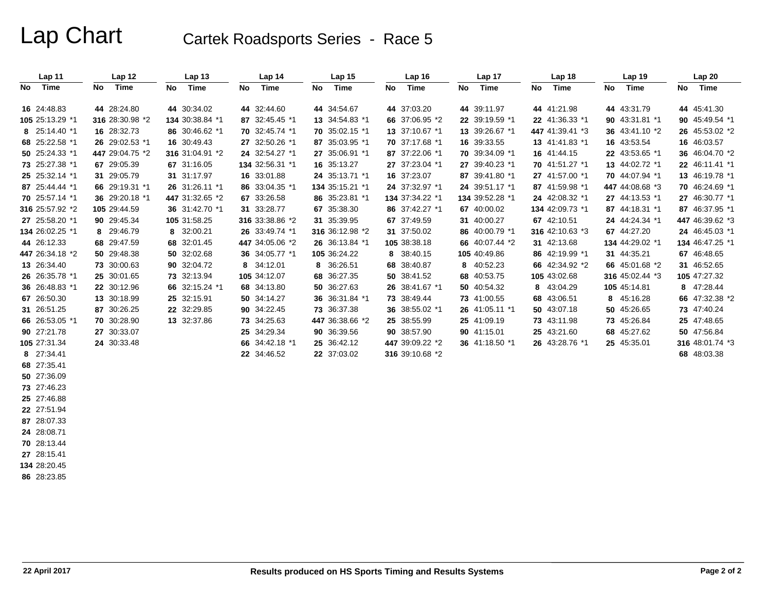# Lap Chart

## Cartek Roadsports Series - Race 5

| Lap 11 | | Lap 12 | | Lap 13 | | Lap 14 | | Lap 15 | | Lap 16 | | Lap 17 | | Lap 18 | | Lap 19 | | Lap 20 | |
|---|---|---|---|---|---|---|---|---|---|---|---|---|---|---|---|---|---|---|---|
| No | Time | No | Time | No | Time | No | Time | No | Time | No | Time | No | Time | No | Time | No | Time | No | Time |
| 16 | 24:48.83 | 44 | 28:24.80 | 44 | 30:34.02 | 44 | 32:44.60 | 44 | 34:54.67 | 44 | 37:03.20 | 44 | 39:11.97 | 44 | 41:21.98 | 44 | 43:31.79 | 44 | 45:41.30 |
| 105 | 25:13.29 *1 | 316 | 28:30.98 *2 | 134 | 30:38.84 *1 | 87 | 32:45.45 *1 | 13 | 34:54.83 *1 | 66 | 37:06.95 *2 | 22 | 39:19.59 *1 | 22 | 41:36.33 *1 | 90 | 43:31.81 *1 | 90 | 45:49.54 *1 |
| 8 | 25:14.40 *1 | 16 | 28:32.73 | 86 | 30:46.62 *1 | 70 | 32:45.74 *1 | 70 | 35:02.15 *1 | 13 | 37:10.67 *1 | 13 | 39:26.67 *1 | 447 | 41:39.41 *3 | 36 | 43:41.10 *2 | 26 | 45:53.02 *2 |
| 68 | 25:22.58 *1 | 26 | 29:02.53 *1 | 16 | 30:49.43 | 27 | 32:50.26 *1 | 87 | 35:03.95 *1 | 70 | 37:17.68 *1 | 16 | 39:33.55 | 13 | 41:41.83 *1 | 16 | 43:53.54 | 16 | 46:03.57 |
| 50 | 25:24.33 *1 | 447 | 29:04.75 *2 | 316 | 31:04.91 *2 | 24 | 32:54.27 *1 | 27 | 35:06.91 *1 | 87 | 37:22.06 *1 | 70 | 39:34.09 *1 | 16 | 41:44.15 | 22 | 43:53.65 *1 | 36 | 46:04.70 *2 |
| 73 | 25:27.38 *1 | 67 | 29:05.39 | 67 | 31:16.05 | 134 | 32:56.31 *1 | 16 | 35:13.27 | 27 | 37:23.04 *1 | 27 | 39:40.23 *1 | 70 | 41:51.27 *1 | 13 | 44:02.72 *1 | 22 | 46:11.41 *1 |
| 25 | 25:32.14 *1 | 31 | 29:05.79 | 31 | 31:17.97 | 16 | 33:01.88 | 24 | 35:13.71 *1 | 16 | 37:23.07 | 87 | 39:41.80 *1 | 27 | 41:57.00 *1 | 70 | 44:07.94 *1 | 13 | 46:19.78 *1 |
| 87 | 25:44.44 *1 | 66 | 29:19.31 *1 | 26 | 31:26.11 *1 | 86 | 33:04.35 *1 | 134 | 35:15.21 *1 | 24 | 37:32.97 *1 | 24 | 39:51.17 *1 | 87 | 41:59.98 *1 | 447 | 44:08.68 *3 | 70 | 46:24.69 *1 |
| 70 | 25:57.14 *1 | 36 | 29:20.18 *1 | 447 | 31:32.65 *2 | 67 | 33:26.58 | 86 | 35:23.81 *1 | 134 | 37:34.22 *1 | 134 | 39:52.28 *1 | 24 | 42:08.32 *1 | 27 | 44:13.53 *1 | 27 | 46:30.77 *1 |
| 316 | 25:57.92 *2 | 105 | 29:44.59 | 36 | 31:42.70 *1 | 31 | 33:28.77 | 67 | 35:38.30 | 86 | 37:42.27 *1 | 67 | 40:00.02 | 134 | 42:09.73 *1 | 87 | 44:18.31 *1 | 87 | 46:37.95 *1 |
| 27 | 25:58.20 *1 | 90 | 29:45.34 | 105 | 31:58.25 | 316 | 33:38.86 *2 | 31 | 35:39.95 | 67 | 37:49.59 | 31 | 40:00.27 | 67 | 42:10.51 | 24 | 44:24.34 *1 | 447 | 46:39.62 *3 |
| 134 | 26:02.25 *1 | 8 | 29:46.79 | 8 | 32:00.21 | 26 | 33:49.74 *1 | 316 | 36:12.98 *2 | 31 | 37:50.02 | 86 | 40:00.79 *1 | 316 | 42:10.63 *3 | 67 | 44:27.20 | 24 | 46:45.03 *1 |
| 44 | 26:12.33 | 68 | 29:47.59 | 68 | 32:01.45 | 447 | 34:05.06 *2 | 26 | 36:13.84 *1 | 105 | 38:38.18 | 66 | 40:07.44 *2 | 31 | 42:13.68 | 134 | 44:29.02 *1 | 134 | 46:47.25 *1 |
| 447 | 26:34.18 *2 | 50 | 29:48.38 | 50 | 32:02.68 | 36 | 34:05.77 *1 | 105 | 36:24.22 | 8 | 38:40.15 | 105 | 40:49.86 | 86 | 42:19.99 *1 | 31 | 44:35.21 | 67 | 46:48.65 |
| 13 | 26:34.40 | 73 | 30:00.63 | 90 | 32:04.72 | 8 | 34:12.01 | 8 | 36:26.51 | 68 | 38:40.87 | 8 | 40:52.23 | 66 | 42:34.92 *2 | 66 | 45:01.68 *2 | 31 | 46:52.65 |
| 26 | 26:35.78 *1 | 25 | 30:01.65 | 73 | 32:13.94 | 105 | 34:12.07 | 68 | 36:27.35 | 50 | 38:41.52 | 68 | 40:53.75 | 105 | 43:02.68 | 316 | 45:02.44 *3 | 105 | 47:27.32 |
| 36 | 26:48.83 *1 | 22 | 30:12.96 | 66 | 32:15.24 *1 | 68 | 34:13.80 | 50 | 36:27.63 | 26 | 38:41.67 *1 | 50 | 40:54.32 | 8 | 43:04.29 | 105 | 45:14.81 | 8 | 47:28.44 |
| 67 | 26:50.30 | 13 | 30:18.99 | 25 | 32:15.91 | 50 | 34:14.27 | 36 | 36:31.84 *1 | 73 | 38:49.44 | 73 | 41:00.55 | 68 | 43:06.51 | 8 | 45:16.28 | 66 | 47:32.38 *2 |
| 31 | 26:51.25 | 87 | 30:26.25 | 22 | 32:29.85 | 90 | 34:22.45 | 73 | 36:37.38 | 36 | 38:55.02 *1 | 26 | 41:05.11 *1 | 50 | 43:07.18 | 50 | 45:26.65 | 73 | 47:40.24 |
| 66 | 26:53.05 *1 | 70 | 30:28.90 | 13 | 32:37.86 | 73 | 34:25.63 | 447 | 36:38.66 *2 | 25 | 38:55.99 | 25 | 41:09.19 | 73 | 43:11.98 | 73 | 45:26.84 | 25 | 47:48.65 |
| 90 | 27:21.78 | 27 | 30:33.07 | | | 25 | 34:29.34 | 90 | 36:39.56 | 90 | 38:57.90 | 90 | 41:15.01 | 25 | 43:21.60 | 68 | 45:27.62 | 50 | 47:56.84 |
| 105 | 27:31.34 | 24 | 30:33.48 | | | 66 | 34:42.18 *1 | 25 | 36:42.12 | 447 | 39:09.22 *2 | 36 | 41:18.50 *1 | 26 | 43:28.76 *1 | 25 | 45:35.01 | 316 | 48:01.74 *3 |
| 8 | 27:34.41 | | | | | 22 | 34:46.52 | 22 | 37:03.02 | 316 | 39:10.68 *2 | | | | | | | 68 | 48:03.38 |
| 68 | 27:35.41 | | | | | | | | | | | | | | | | | | |
| 50 | 27:36.09 | | | | | | | | | | | | | | | | | | |
| 73 | 27:46.23 | | | | | | | | | | | | | | | | | | |
| 25 | 27:46.88 | | | | | | | | | | | | | | | | | | |
| 22 | 27:51.94 | | | | | | | | | | | | | | | | | | |
| 87 | 28:07.33 | | | | | | | | | | | | | | | | | | |
| 24 | 28:08.71 | | | | | | | | | | | | | | | | | | |
| 70 | 28:13.44 | | | | | | | | | | | | | | | | | | |
| 27 | 28:15.41 | | | | | | | | | | | | | | | | | | |
| 134 | 28:20.45 | | | | | | | | | | | | | | | | | | |
| 86 | 28:23.85 | | | | | | | | | | | | | | | | | | |

22 April 2017 — Results produced on HS Sports Timing and Results Systems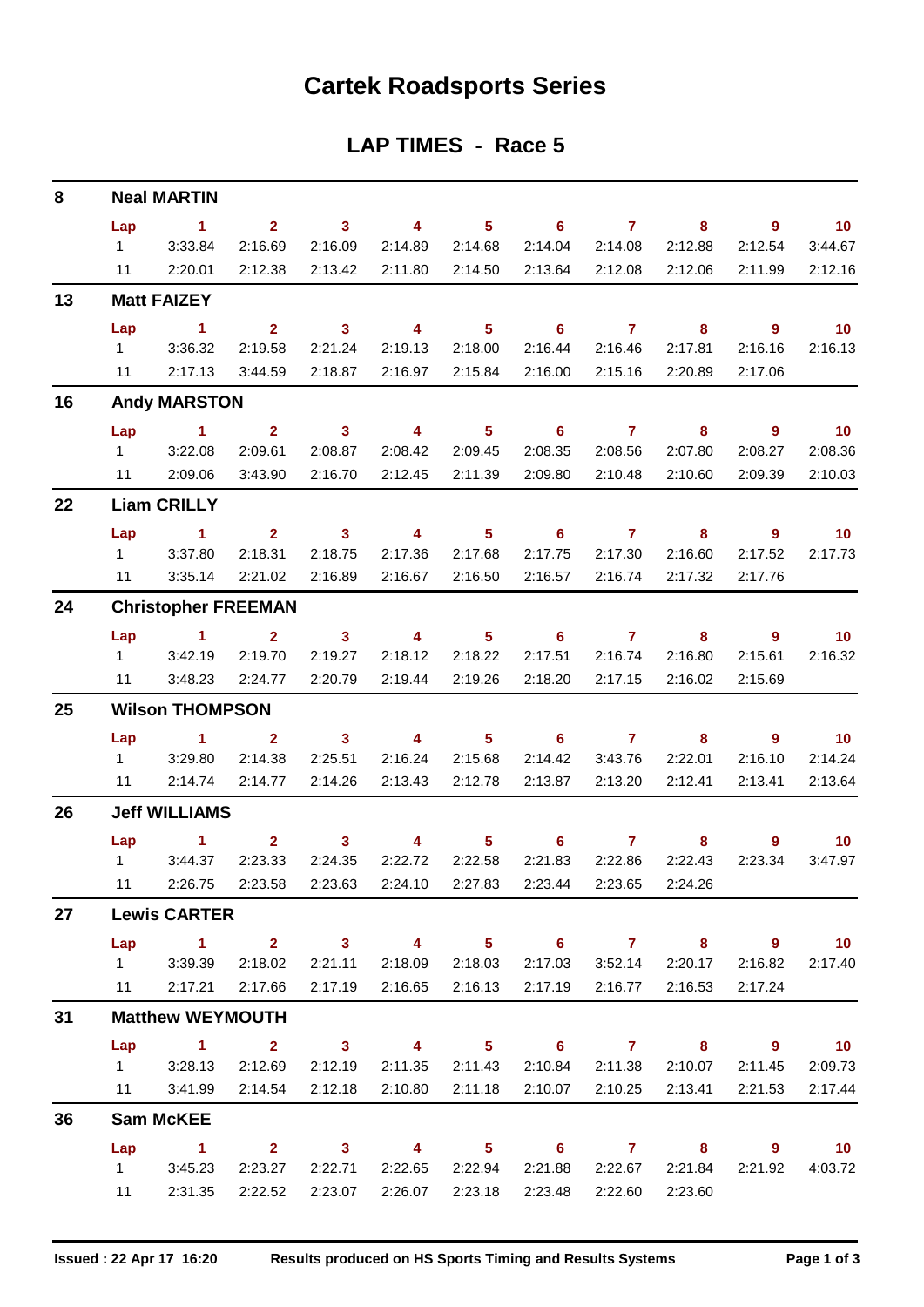# Cartek Roadsports Series

## LAP TIMES - Race 5

### 8 Neal MARTIN

| Lap | 1 | 2 | 3 | 4 | 5 | 6 | 7 | 8 | 9 | 10 |
|---|---|---|---|---|---|---|---|---|---|---|
| 1 | 3:33.84 | 2:16.69 | 2:16.09 | 2:14.89 | 2:14.68 | 2:14.04 | 2:14.08 | 2:12.88 | 2:12.54 | 3:44.67 |
| 11 | 2:20.01 | 2:12.38 | 2:13.42 | 2:11.80 | 2:14.50 | 2:13.64 | 2:12.08 | 2:12.06 | 2:11.99 | 2:12.16 |

### 13 Matt FAIZEY

| Lap | 1 | 2 | 3 | 4 | 5 | 6 | 7 | 8 | 9 | 10 |
|---|---|---|---|---|---|---|---|---|---|---|
| 1 | 3:36.32 | 2:19.58 | 2:21.24 | 2:19.13 | 2:18.00 | 2:16.44 | 2:16.46 | 2:17.81 | 2:16.16 | 2:16.13 |
| 11 | 2:17.13 | 3:44.59 | 2:18.87 | 2:16.97 | 2:15.84 | 2:16.00 | 2:15.16 | 2:20.89 | 2:17.06 | |

### 16 Andy MARSTON

| Lap | 1 | 2 | 3 | 4 | 5 | 6 | 7 | 8 | 9 | 10 |
|---|---|---|---|---|---|---|---|---|---|---|
| 1 | 3:22.08 | 2:09.61 | 2:08.87 | 2:08.42 | 2:09.45 | 2:08.35 | 2:08.56 | 2:07.80 | 2:08.27 | 2:08.36 |
| 11 | 2:09.06 | 3:43.90 | 2:16.70 | 2:12.45 | 2:11.39 | 2:09.80 | 2:10.48 | 2:10.60 | 2:09.39 | 2:10.03 |

### 22 Liam CRILLY

| Lap | 1 | 2 | 3 | 4 | 5 | 6 | 7 | 8 | 9 | 10 |
|---|---|---|---|---|---|---|---|---|---|---|
| 1 | 3:37.80 | 2:18.31 | 2:18.75 | 2:17.36 | 2:17.68 | 2:17.75 | 2:17.30 | 2:16.60 | 2:17.52 | 2:17.73 |
| 11 | 3:35.14 | 2:21.02 | 2:16.89 | 2:16.67 | 2:16.50 | 2:16.57 | 2:16.74 | 2:17.32 | 2:17.76 | |

### 24 Christopher FREEMAN

| Lap | 1 | 2 | 3 | 4 | 5 | 6 | 7 | 8 | 9 | 10 |
|---|---|---|---|---|---|---|---|---|---|---|
| 1 | 3:42.19 | 2:19.70 | 2:19.27 | 2:18.12 | 2:18.22 | 2:17.51 | 2:16.74 | 2:16.80 | 2:15.61 | 2:16.32 |
| 11 | 3:48.23 | 2:24.77 | 2:20.79 | 2:19.44 | 2:19.26 | 2:18.20 | 2:17.15 | 2:16.02 | 2:15.69 | |

### 25 Wilson THOMPSON

| Lap | 1 | 2 | 3 | 4 | 5 | 6 | 7 | 8 | 9 | 10 |
|---|---|---|---|---|---|---|---|---|---|---|
| 1 | 3:29.80 | 2:14.38 | 2:25.51 | 2:16.24 | 2:15.68 | 2:14.42 | 3:43.76 | 2:22.01 | 2:16.10 | 2:14.24 |
| 11 | 2:14.74 | 2:14.77 | 2:14.26 | 2:13.43 | 2:12.78 | 2:13.87 | 2:13.20 | 2:12.41 | 2:13.41 | 2:13.64 |

### 26 Jeff WILLIAMS

| Lap | 1 | 2 | 3 | 4 | 5 | 6 | 7 | 8 | 9 | 10 |
|---|---|---|---|---|---|---|---|---|---|---|
| 1 | 3:44.37 | 2:23.33 | 2:24.35 | 2:22.72 | 2:22.58 | 2:21.83 | 2:22.86 | 2:22.43 | 2:23.34 | 3:47.97 |
| 11 | 2:26.75 | 2:23.58 | 2:23.63 | 2:24.10 | 2:27.83 | 2:23.44 | 2:23.65 | 2:24.26 | | |

### 27 Lewis CARTER

| Lap | 1 | 2 | 3 | 4 | 5 | 6 | 7 | 8 | 9 | 10 |
|---|---|---|---|---|---|---|---|---|---|---|
| 1 | 3:39.39 | 2:18.02 | 2:21.11 | 2:18.09 | 2:18.03 | 2:17.03 | 3:52.14 | 2:20.17 | 2:16.82 | 2:17.40 |
| 11 | 2:17.21 | 2:17.66 | 2:17.19 | 2:16.65 | 2:16.13 | 2:17.19 | 2:16.77 | 2:16.53 | 2:17.24 | |

### 31 Matthew WEYMOUTH

| Lap | 1 | 2 | 3 | 4 | 5 | 6 | 7 | 8 | 9 | 10 |
|---|---|---|---|---|---|---|---|---|---|---|
| 1 | 3:28.13 | 2:12.69 | 2:12.19 | 2:11.35 | 2:11.43 | 2:10.84 | 2:11.38 | 2:10.07 | 2:11.45 | 2:09.73 |
| 11 | 3:41.99 | 2:14.54 | 2:12.18 | 2:10.80 | 2:11.18 | 2:10.07 | 2:10.25 | 2:13.41 | 2:21.53 | 2:17.44 |

### 36 Sam McKEE

| Lap | 1 | 2 | 3 | 4 | 5 | 6 | 7 | 8 | 9 | 10 |
|---|---|---|---|---|---|---|---|---|---|---|
| 1 | 3:45.23 | 2:23.27 | 2:22.71 | 2:22.65 | 2:22.94 | 2:21.88 | 2:22.67 | 2:21.84 | 2:21.92 | 4:03.72 |
| 11 | 2:31.35 | 2:22.52 | 2:23.07 | 2:26.07 | 2:23.18 | 2:23.48 | 2:22.60 | 2:23.60 | | |

Issued : 22 Apr 17 16:20 — Results produced on HS Sports Timing and Results Systems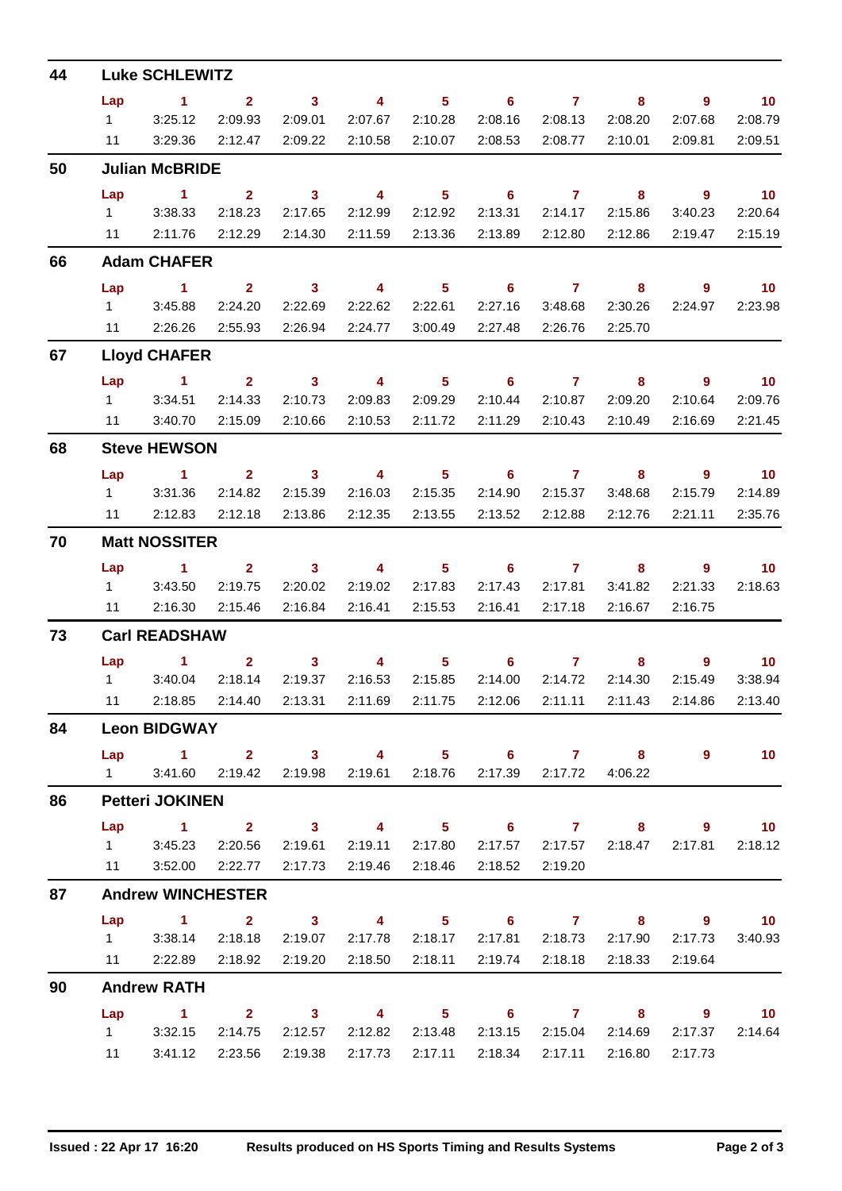## 44 Luke SCHLEWITZ

| Lap | 1 | 2 | 3 | 4 | 5 | 6 | 7 | 8 | 9 | 10 |
|---|---|---|---|---|---|---|---|---|---|---|
| 1 | 3:25.12 | 2:09.93 | 2:09.01 | 2:07.67 | 2:10.28 | 2:08.16 | 2:08.13 | 2:08.20 | 2:07.68 | 2:08.79 |
| 11 | 3:29.36 | 2:12.47 | 2:09.22 | 2:10.58 | 2:10.07 | 2:08.53 | 2:08.77 | 2:10.01 | 2:09.81 | 2:09.51 |

## 50 Julian McBRIDE

| Lap | 1 | 2 | 3 | 4 | 5 | 6 | 7 | 8 | 9 | 10 |
|---|---|---|---|---|---|---|---|---|---|---|
| 1 | 3:38.33 | 2:18.23 | 2:17.65 | 2:12.99 | 2:12.92 | 2:13.31 | 2:14.17 | 2:15.86 | 3:40.23 | 2:20.64 |
| 11 | 2:11.76 | 2:12.29 | 2:14.30 | 2:11.59 | 2:13.36 | 2:13.89 | 2:12.80 | 2:12.86 | 2:19.47 | 2:15.19 |

## 66 Adam CHAFER

| Lap | 1 | 2 | 3 | 4 | 5 | 6 | 7 | 8 | 9 | 10 |
|---|---|---|---|---|---|---|---|---|---|---|
| 1 | 3:45.88 | 2:24.20 | 2:22.69 | 2:22.62 | 2:22.61 | 2:27.16 | 3:48.68 | 2:30.26 | 2:24.97 | 2:23.98 |
| 11 | 2:26.26 | 2:55.93 | 2:26.94 | 2:24.77 | 3:00.49 | 2:27.48 | 2:26.76 | 2:25.70 | | |

## 67 Lloyd CHAFER

| Lap | 1 | 2 | 3 | 4 | 5 | 6 | 7 | 8 | 9 | 10 |
|---|---|---|---|---|---|---|---|---|---|---|
| 1 | 3:34.51 | 2:14.33 | 2:10.73 | 2:09.83 | 2:09.29 | 2:10.44 | 2:10.87 | 2:09.20 | 2:10.64 | 2:09.76 |
| 11 | 3:40.70 | 2:15.09 | 2:10.66 | 2:10.53 | 2:11.72 | 2:11.29 | 2:10.43 | 2:10.49 | 2:16.69 | 2:21.45 |

## 68 Steve HEWSON

| Lap | 1 | 2 | 3 | 4 | 5 | 6 | 7 | 8 | 9 | 10 |
|---|---|---|---|---|---|---|---|---|---|---|
| 1 | 3:31.36 | 2:14.82 | 2:15.39 | 2:16.03 | 2:15.35 | 2:14.90 | 2:15.37 | 3:48.68 | 2:15.79 | 2:14.89 |
| 11 | 2:12.83 | 2:12.18 | 2:13.86 | 2:12.35 | 2:13.55 | 2:13.52 | 2:12.88 | 2:12.76 | 2:21.11 | 2:35.76 |

## 70 Matt NOSSITER

| Lap | 1 | 2 | 3 | 4 | 5 | 6 | 7 | 8 | 9 | 10 |
|---|---|---|---|---|---|---|---|---|---|---|
| 1 | 3:43.50 | 2:19.75 | 2:20.02 | 2:19.02 | 2:17.83 | 2:17.43 | 2:17.81 | 3:41.82 | 2:21.33 | 2:18.63 |
| 11 | 2:16.30 | 2:15.46 | 2:16.84 | 2:16.41 | 2:15.53 | 2:16.41 | 2:17.18 | 2:16.67 | 2:16.75 | |

## 73 Carl READSHAW

| Lap | 1 | 2 | 3 | 4 | 5 | 6 | 7 | 8 | 9 | 10 |
|---|---|---|---|---|---|---|---|---|---|---|
| 1 | 3:40.04 | 2:18.14 | 2:19.37 | 2:16.53 | 2:15.85 | 2:14.00 | 2:14.72 | 2:14.30 | 2:15.49 | 3:38.94 |
| 11 | 2:18.85 | 2:14.40 | 2:13.31 | 2:11.69 | 2:11.75 | 2:12.06 | 2:11.11 | 2:11.43 | 2:14.86 | 2:13.40 |

## 84 Leon BIDGWAY

| Lap | 1 | 2 | 3 | 4 | 5 | 6 | 7 | 8 | 9 | 10 |
|---|---|---|---|---|---|---|---|---|---|---|
| 1 | 3:41.60 | 2:19.42 | 2:19.98 | 2:19.61 | 2:18.76 | 2:17.39 | 2:17.72 | 4:06.22 | | |

## 86 Petteri JOKINEN

| Lap | 1 | 2 | 3 | 4 | 5 | 6 | 7 | 8 | 9 | 10 |
|---|---|---|---|---|---|---|---|---|---|---|
| 1 | 3:45.23 | 2:20.56 | 2:19.61 | 2:19.11 | 2:17.80 | 2:17.57 | 2:17.57 | 2:18.47 | 2:17.81 | 2:18.12 |
| 11 | 3:52.00 | 2:22.77 | 2:17.73 | 2:19.46 | 2:18.46 | 2:18.52 | 2:19.20 | | | |

## 87 Andrew WINCHESTER

| Lap | 1 | 2 | 3 | 4 | 5 | 6 | 7 | 8 | 9 | 10 |
|---|---|---|---|---|---|---|---|---|---|---|
| 1 | 3:38.14 | 2:18.18 | 2:19.07 | 2:17.78 | 2:18.17 | 2:17.81 | 2:18.73 | 2:17.90 | 2:17.73 | 3:40.93 |
| 11 | 2:22.89 | 2:18.92 | 2:19.20 | 2:18.50 | 2:18.11 | 2:19.74 | 2:18.18 | 2:18.33 | 2:19.64 | |

## 90 Andrew RATH

| Lap | 1 | 2 | 3 | 4 | 5 | 6 | 7 | 8 | 9 | 10 |
|---|---|---|---|---|---|---|---|---|---|---|
| 1 | 3:32.15 | 2:14.75 | 2:12.57 | 2:12.82 | 2:13.48 | 2:13.15 | 2:15.04 | 2:14.69 | 2:17.37 | 2:14.64 |
| 11 | 3:41.12 | 2:23.56 | 2:19.38 | 2:17.73 | 2:17.11 | 2:18.34 | 2:17.11 | 2:16.80 | 2:17.73 | |

Issued : 22 Apr 17 16:20 — Results produced on HS Sports Timing and Results Systems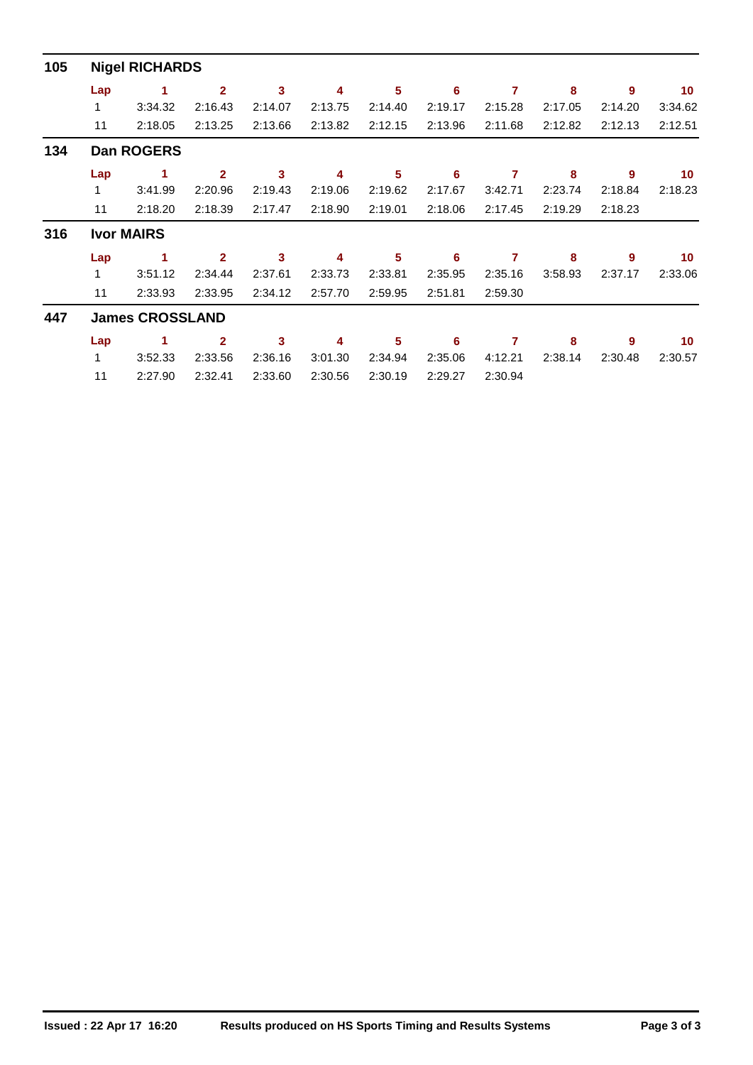## 105 Nigel RICHARDS

| Lap | 1 | 2 | 3 | 4 | 5 | 6 | 7 | 8 | 9 | 10 |
|---|---|---|---|---|---|---|---|---|---|---|
| 1 | 3:34.32 | 2:16.43 | 2:14.07 | 2:13.75 | 2:14.40 | 2:19.17 | 2:15.28 | 2:17.05 | 2:14.20 | 3:34.62 |
| 11 | 2:18.05 | 2:13.25 | 2:13.66 | 2:13.82 | 2:12.15 | 2:13.96 | 2:11.68 | 2:12.82 | 2:12.13 | 2:12.51 |

## 134 Dan ROGERS

| Lap | 1 | 2 | 3 | 4 | 5 | 6 | 7 | 8 | 9 | 10 |
|---|---|---|---|---|---|---|---|---|---|---|
| 1 | 3:41.99 | 2:20.96 | 2:19.43 | 2:19.06 | 2:19.62 | 2:17.67 | 3:42.71 | 2:23.74 | 2:18.84 | 2:18.23 |
| 11 | 2:18.20 | 2:18.39 | 2:17.47 | 2:18.90 | 2:19.01 | 2:18.06 | 2:17.45 | 2:19.29 | 2:18.23 | |

## 316 Ivor MAIRS

| Lap | 1 | 2 | 3 | 4 | 5 | 6 | 7 | 8 | 9 | 10 |
|---|---|---|---|---|---|---|---|---|---|---|
| 1 | 3:51.12 | 2:34.44 | 2:37.61 | 2:33.73 | 2:33.81 | 2:35.95 | 2:35.16 | 3:58.93 | 2:37.17 | 2:33.06 |
| 11 | 2:33.93 | 2:33.95 | 2:34.12 | 2:57.70 | 2:59.95 | 2:51.81 | 2:59.30 | | | |

## 447 James CROSSLAND

| Lap | 1 | 2 | 3 | 4 | 5 | 6 | 7 | 8 | 9 | 10 |
|---|---|---|---|---|---|---|---|---|---|---|
| 1 | 3:52.33 | 2:33.56 | 2:36.16 | 3:01.30 | 2:34.94 | 2:35.06 | 4:12.21 | 2:38.14 | 2:30.48 | 2:30.57 |
| 11 | 2:27.90 | 2:32.41 | 2:33.60 | 2:30.56 | 2:30.19 | 2:29.27 | 2:30.94 | | | |

**Issued : 22 Apr 17 16:20** **Results produced on HS Sports Timing and Results Systems**